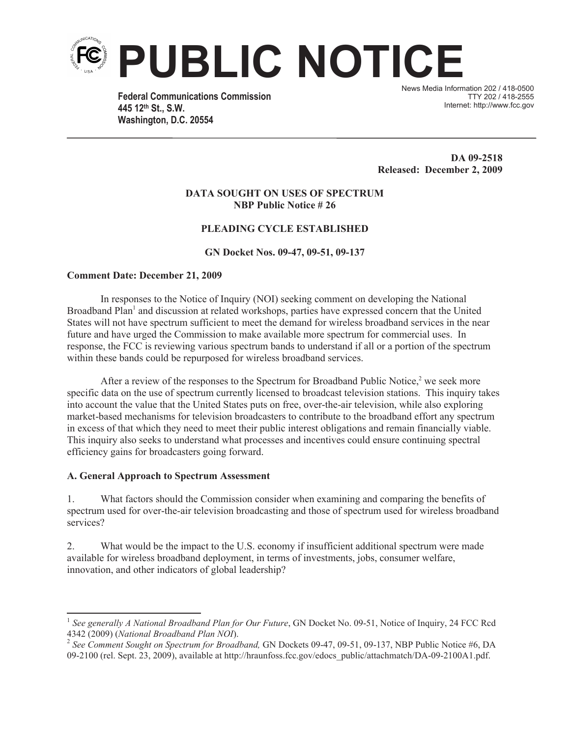# PUBLIC NOTICE

**Federal Communications Commission**
**445 12th St., S.W.**
**Washington, D.C. 20554**

News Media Information 202 / 418-0500
TTY 202 / 418-2555
Internet: http://www.fcc.gov

**DA 09-2518**
**Released: December 2, 2009**

**DATA SOUGHT ON USES OF SPECTRUM**
**NBP Public Notice # 26**

**PLEADING CYCLE ESTABLISHED**

**GN Docket Nos. 09-47, 09-51, 09-137**

**Comment Date: December 21, 2009**

In responses to the Notice of Inquiry (NOI) seeking comment on developing the National Broadband Plan[1] and discussion at related workshops, parties have expressed concern that the United States will not have spectrum sufficient to meet the demand for wireless broadband services in the near future and have urged the Commission to make available more spectrum for commercial uses. In response, the FCC is reviewing various spectrum bands to understand if all or a portion of the spectrum within these bands could be repurposed for wireless broadband services.

After a review of the responses to the Spectrum for Broadband Public Notice,[2] we seek more specific data on the use of spectrum currently licensed to broadcast television stations. This inquiry takes into account the value that the United States puts on free, over-the-air television, while also exploring market-based mechanisms for television broadcasters to contribute to the broadband effort any spectrum in excess of that which they need to meet their public interest obligations and remain financially viable. This inquiry also seeks to understand what processes and incentives could ensure continuing spectral efficiency gains for broadcasters going forward.

**A. General Approach to Spectrum Assessment**

1. What factors should the Commission consider when examining and comparing the benefits of spectrum used for over-the-air television broadcasting and those of spectrum used for wireless broadband services?

2. What would be the impact to the U.S. economy if insufficient additional spectrum were made available for wireless broadband deployment, in terms of investments, jobs, consumer welfare, innovation, and other indicators of global leadership?

---

[1] *See generally A National Broadband Plan for Our Future*, GN Docket No. 09-51, Notice of Inquiry, 24 FCC Rcd 4342 (2009) (*National Broadband Plan NOI*).

[2] *See Comment Sought on Spectrum for Broadband,* GN Dockets 09-47, 09-51, 09-137, NBP Public Notice #6, DA 09-2100 (rel. Sept. 23, 2009), available at http://hraunfoss.fcc.gov/edocs_public/attachmatch/DA-09-2100A1.pdf.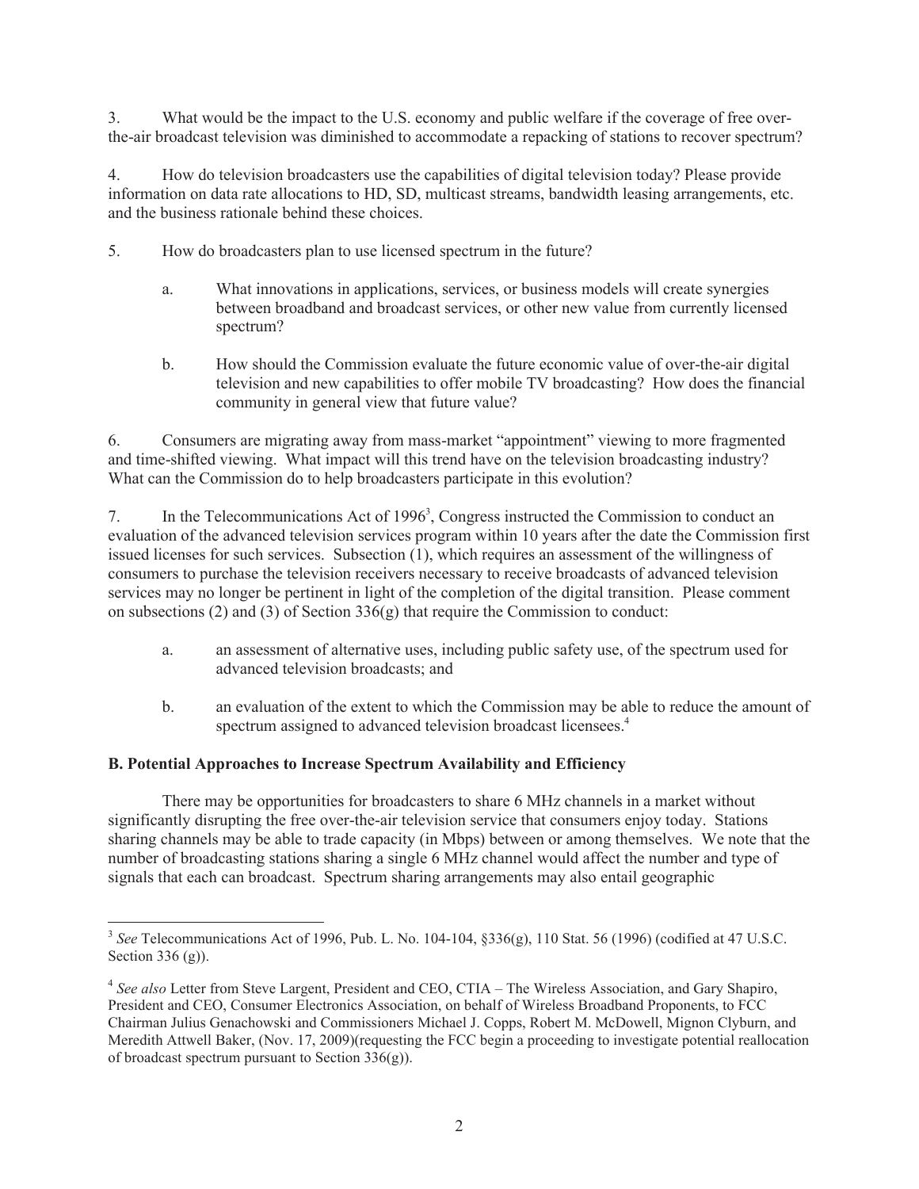3. What would be the impact to the U.S. economy and public welfare if the coverage of free over-the-air broadcast television was diminished to accommodate a repacking of stations to recover spectrum?

4. How do television broadcasters use the capabilities of digital television today? Please provide information on data rate allocations to HD, SD, multicast streams, bandwidth leasing arrangements, etc. and the business rationale behind these choices.

5. How do broadcasters plan to use licensed spectrum in the future?

   a. What innovations in applications, services, or business models will create synergies between broadband and broadcast services, or other new value from currently licensed spectrum?

   b. How should the Commission evaluate the future economic value of over-the-air digital television and new capabilities to offer mobile TV broadcasting? How does the financial community in general view that future value?

6. Consumers are migrating away from mass-market "appointment" viewing to more fragmented and time-shifted viewing. What impact will this trend have on the television broadcasting industry? What can the Commission do to help broadcasters participate in this evolution?

7. In the Telecommunications Act of 1996[3], Congress instructed the Commission to conduct an evaluation of the advanced television services program within 10 years after the date the Commission first issued licenses for such services. Subsection (1), which requires an assessment of the willingness of consumers to purchase the television receivers necessary to receive broadcasts of advanced television services may no longer be pertinent in light of the completion of the digital transition. Please comment on subsections (2) and (3) of Section 336(g) that require the Commission to conduct:

   a. an assessment of alternative uses, including public safety use, of the spectrum used for advanced television broadcasts; and

   b. an evaluation of the extent to which the Commission may be able to reduce the amount of spectrum assigned to advanced television broadcast licensees.[4]

**B. Potential Approaches to Increase Spectrum Availability and Efficiency**

There may be opportunities for broadcasters to share 6 MHz channels in a market without significantly disrupting the free over-the-air television service that consumers enjoy today. Stations sharing channels may be able to trade capacity (in Mbps) between or among themselves. We note that the number of broadcasting stations sharing a single 6 MHz channel would affect the number and type of signals that each can broadcast. Spectrum sharing arrangements may also entail geographic

---

[3] *See* Telecommunications Act of 1996, Pub. L. No. 104-104, §336(g), 110 Stat. 56 (1996) (codified at 47 U.S.C. Section 336 (g)).

[4] *See also* Letter from Steve Largent, President and CEO, CTIA – The Wireless Association, and Gary Shapiro, President and CEO, Consumer Electronics Association, on behalf of Wireless Broadband Proponents, to FCC Chairman Julius Genachowski and Commissioners Michael J. Copps, Robert M. McDowell, Mignon Clyburn, and Meredith Attwell Baker, (Nov. 17, 2009)(requesting the FCC begin a proceeding to investigate potential reallocation of broadcast spectrum pursuant to Section 336(g)).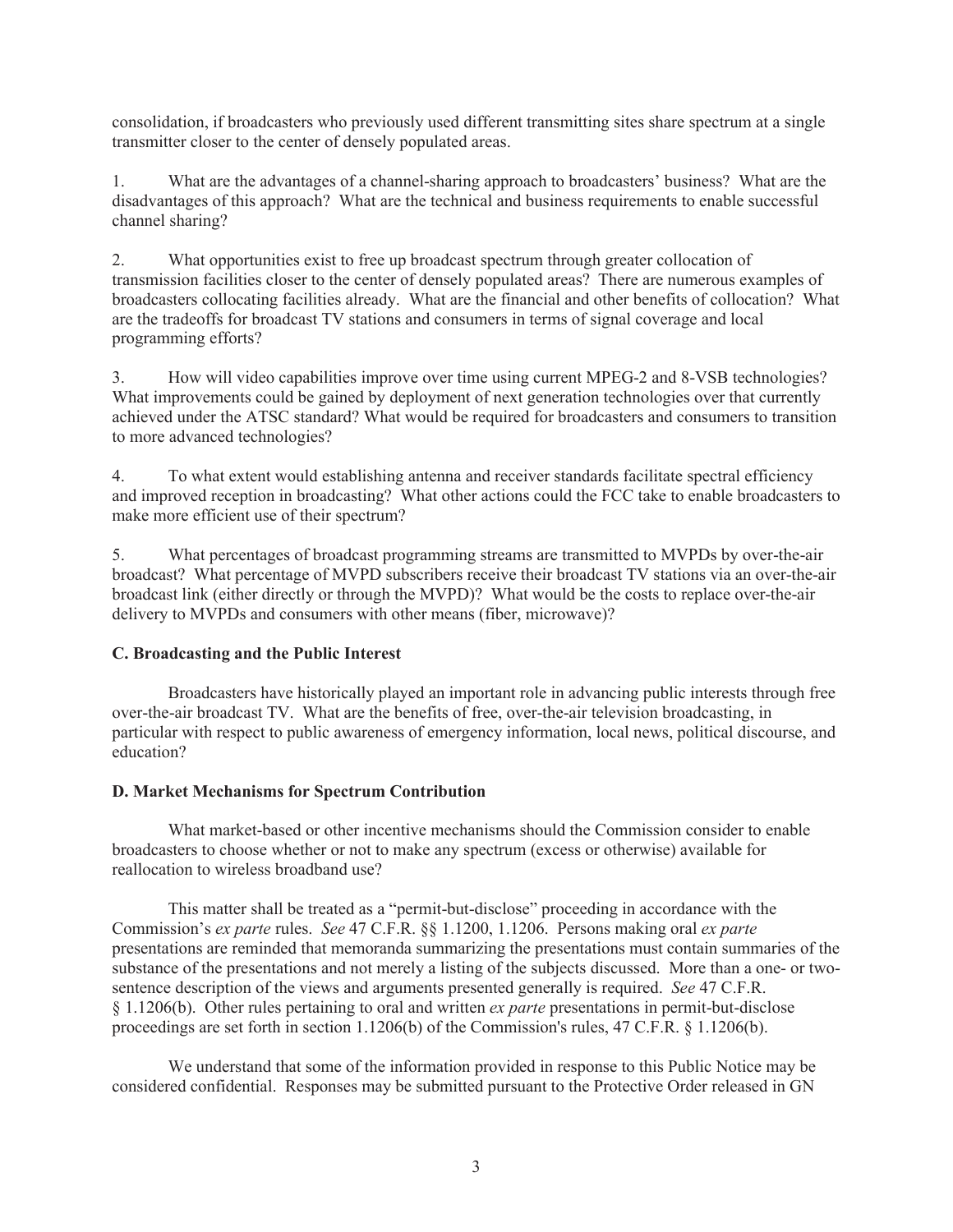consolidation, if broadcasters who previously used different transmitting sites share spectrum at a single transmitter closer to the center of densely populated areas.

1. What are the advantages of a channel-sharing approach to broadcasters' business? What are the disadvantages of this approach? What are the technical and business requirements to enable successful channel sharing?

2. What opportunities exist to free up broadcast spectrum through greater collocation of transmission facilities closer to the center of densely populated areas? There are numerous examples of broadcasters collocating facilities already. What are the financial and other benefits of collocation? What are the tradeoffs for broadcast TV stations and consumers in terms of signal coverage and local programming efforts?

3. How will video capabilities improve over time using current MPEG-2 and 8-VSB technologies? What improvements could be gained by deployment of next generation technologies over that currently achieved under the ATSC standard? What would be required for broadcasters and consumers to transition to more advanced technologies?

4. To what extent would establishing antenna and receiver standards facilitate spectral efficiency and improved reception in broadcasting? What other actions could the FCC take to enable broadcasters to make more efficient use of their spectrum?

5. What percentages of broadcast programming streams are transmitted to MVPDs by over-the-air broadcast? What percentage of MVPD subscribers receive their broadcast TV stations via an over-the-air broadcast link (either directly or through the MVPD)? What would be the costs to replace over-the-air delivery to MVPDs and consumers with other means (fiber, microwave)?

**C. Broadcasting and the Public Interest**

Broadcasters have historically played an important role in advancing public interests through free over-the-air broadcast TV. What are the benefits of free, over-the-air television broadcasting, in particular with respect to public awareness of emergency information, local news, political discourse, and education?

**D. Market Mechanisms for Spectrum Contribution**

What market-based or other incentive mechanisms should the Commission consider to enable broadcasters to choose whether or not to make any spectrum (excess or otherwise) available for reallocation to wireless broadband use?

This matter shall be treated as a "permit-but-disclose" proceeding in accordance with the Commission's *ex parte* rules. *See* 47 C.F.R. §§ 1.1200, 1.1206. Persons making oral *ex parte* presentations are reminded that memoranda summarizing the presentations must contain summaries of the substance of the presentations and not merely a listing of the subjects discussed. More than a one- or two-sentence description of the views and arguments presented generally is required. *See* 47 C.F.R. § 1.1206(b). Other rules pertaining to oral and written *ex parte* presentations in permit-but-disclose proceedings are set forth in section 1.1206(b) of the Commission's rules, 47 C.F.R. § 1.1206(b).

We understand that some of the information provided in response to this Public Notice may be considered confidential. Responses may be submitted pursuant to the Protective Order released in GN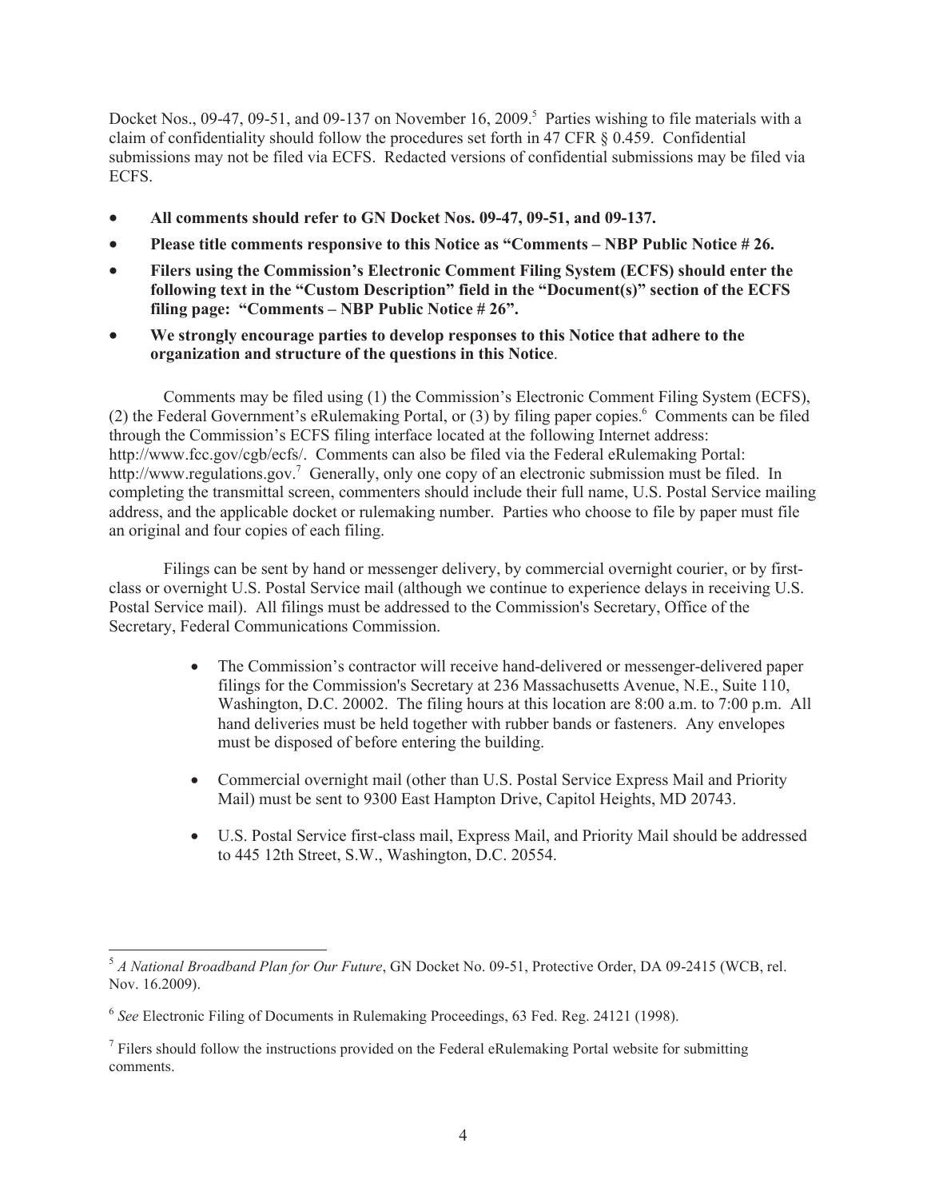Docket Nos., 09-47, 09-51, and 09-137 on November 16, 2009.[5] Parties wishing to file materials with a claim of confidentiality should follow the procedures set forth in 47 CFR § 0.459. Confidential submissions may not be filed via ECFS. Redacted versions of confidential submissions may be filed via ECFS.

- **All comments should refer to GN Docket Nos. 09-47, 09-51, and 09-137.**
- **Please title comments responsive to this Notice as "Comments – NBP Public Notice # 26.**
- **Filers using the Commission's Electronic Comment Filing System (ECFS) should enter the following text in the "Custom Description" field in the "Document(s)" section of the ECFS filing page: "Comments – NBP Public Notice # 26".**
- **We strongly encourage parties to develop responses to this Notice that adhere to the organization and structure of the questions in this Notice**.

Comments may be filed using (1) the Commission's Electronic Comment Filing System (ECFS), (2) the Federal Government's eRulemaking Portal, or (3) by filing paper copies.[6] Comments can be filed through the Commission's ECFS filing interface located at the following Internet address: http://www.fcc.gov/cgb/ecfs/. Comments can also be filed via the Federal eRulemaking Portal: http://www.regulations.gov.[7] Generally, only one copy of an electronic submission must be filed. In completing the transmittal screen, commenters should include their full name, U.S. Postal Service mailing address, and the applicable docket or rulemaking number. Parties who choose to file by paper must file an original and four copies of each filing.

Filings can be sent by hand or messenger delivery, by commercial overnight courier, or by first-class or overnight U.S. Postal Service mail (although we continue to experience delays in receiving U.S. Postal Service mail). All filings must be addressed to the Commission's Secretary, Office of the Secretary, Federal Communications Commission.

- The Commission's contractor will receive hand-delivered or messenger-delivered paper filings for the Commission's Secretary at 236 Massachusetts Avenue, N.E., Suite 110, Washington, D.C. 20002. The filing hours at this location are 8:00 a.m. to 7:00 p.m. All hand deliveries must be held together with rubber bands or fasteners. Any envelopes must be disposed of before entering the building.
- Commercial overnight mail (other than U.S. Postal Service Express Mail and Priority Mail) must be sent to 9300 East Hampton Drive, Capitol Heights, MD 20743.
- U.S. Postal Service first-class mail, Express Mail, and Priority Mail should be addressed to 445 12th Street, S.W., Washington, D.C. 20554.

---

[5] *A National Broadband Plan for Our Future*, GN Docket No. 09-51, Protective Order, DA 09-2415 (WCB, rel. Nov. 16.2009).

[6] *See* Electronic Filing of Documents in Rulemaking Proceedings, 63 Fed. Reg. 24121 (1998).

[7] Filers should follow the instructions provided on the Federal eRulemaking Portal website for submitting comments.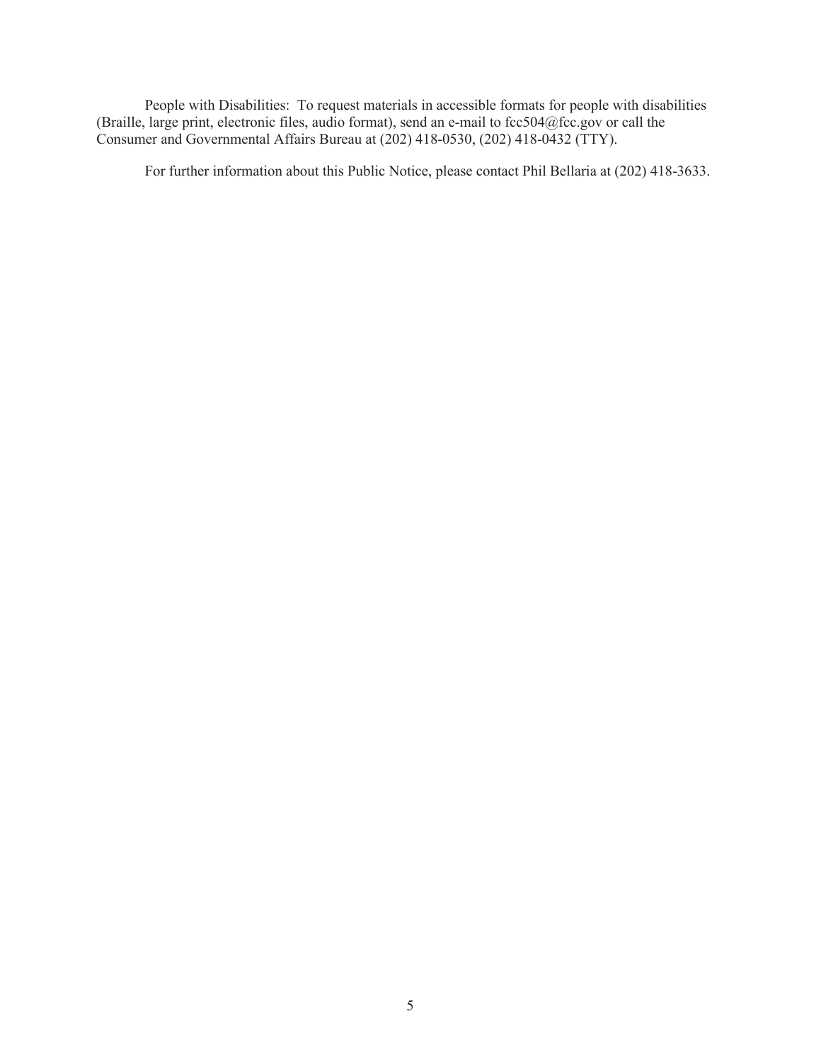People with Disabilities: To request materials in accessible formats for people with disabilities (Braille, large print, electronic files, audio format), send an e-mail to fcc504@fcc.gov or call the Consumer and Governmental Affairs Bureau at (202) 418-0530, (202) 418-0432 (TTY).

For further information about this Public Notice, please contact Phil Bellaria at (202) 418-3633.